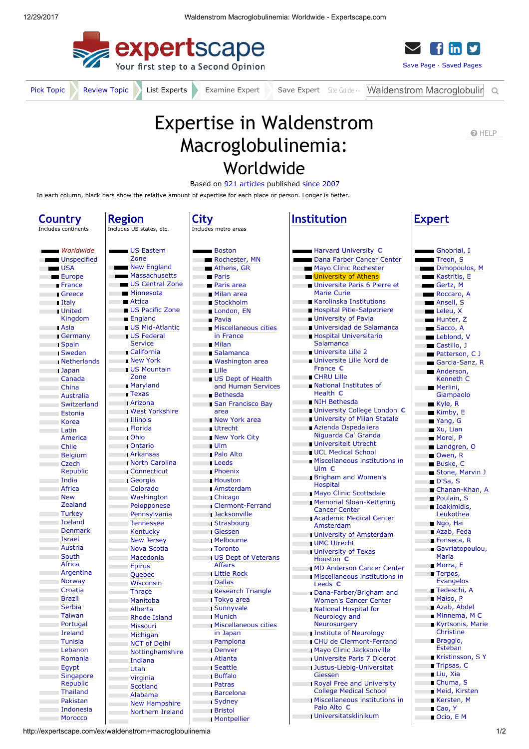# Expertise in Waldenstrom Macroglobulinemia: Worldwide

Based on 921 articles published since 2007

In each column, black bars show the relative amount of expertise for each place or person. Longer is better.

## Country
Includes continents

- *Worldwide*
- Unspecified
- USA
- Europe
- France
- Greece
- Italy
- United Kingdom
- Asia
- Germany
- Spain
- Sweden
- Netherlands
- Japan
- Canada
- China
- Australia
- Switzerland
- Estonia
- Korea
- Latin America
- Chile
- Belgium
- Czech Republic
- India
- Africa
- New Zealand
- Turkey
- Iceland
- Denmark
- Israel
- Austria
- South Africa
- Argentina
- Norway
- Croatia
- Brazil
- Serbia
- Taiwan
- Portugal
- Ireland
- Tunisia
- Lebanon
- Romania
- Egypt
- Singapore Republic
- Thailand
- Pakistan
- Indonesia
- Morocco

## Region
Includes US states, etc.

- US Eastern Zone
- New England
- Massachusetts
- US Central Zone
- Minnesota
- Attica
- US Pacific Zone
- England
- US Mid-Atlantic
- US Federal Service
- California
- New York
- US Mountain Zone
- Maryland
- Texas
- Arizona
- West Yorkshire
- Illinois
- Florida
- Ohio
- Ontario
- Arkansas
- North Carolina
- Connecticut
- Georgia
- Colorado
- Washington
- Peloponnese
- Pennsylvania
- Tennessee
- Kentucky
- New Jersey
- Nova Scotia
- Macedonia
- Epirus
- Quebec
- Wisconsin
- Thrace
- Manitoba
- Alberta
- Rhode Island
- Missouri
- Michigan
- NCT of Delhi
- Nottinghamshire
- Indiana
- Utah
- Virginia
- Scotland
- Alabama
- New Hampshire
- Northern Ireland

## City
Includes metro areas

- Boston
- Rochester, MN
- Athens, GR
- Paris
- Paris area
- Milan area
- Stockholm
- London, EN
- Pavia
- Miscellaneous cities in France
- Milan
- Salamanca
- Washington area
- Lille
- US Dept of Health and Human Services
- Bethesda
- San Francisco Bay area
- New York area
- Utrecht
- New York City
- Ulm
- Palo Alto
- Leeds
- Phoenix
- Houston
- Amsterdam
- Chicago
- Clermont-Ferrand
- Jacksonville
- Strasbourg
- Giessen
- Melbourne
- Toronto
- US Dept of Veterans Affairs
- Little Rock
- Dallas
- Research Triangle
- Tokyo area
- Sunnyvale
- Munich
- Miscellaneous cities in Japan
- Pamplona
- Denver
- Atlanta
- Seattle
- Buffalo
- Patras
- Barcelona
- Sydney
- Bristol
- Montpellier

## Institution

- Harvard University C
- Dana Farber Cancer Center
- Mayo Clinic Rochester
- University of Athens
- Universite Paris 6 Pierre et Marie Curie
- Karolinska Institutions
- Hospital Pitie-Salpetriere
- University of Pavia
- Universidad de Salamanca
- Hospital Universitario Salamanca
- Universite Lille 2
- Universite Lille Nord de France C
- CHRU Lille
- National Institutes of Health C
- NIH Bethesda
- University College London C
- University of Milan Statale
- Azienda Ospedaliera Niguarda Ca' Granda
- Universiteit Utrecht
- UCL Medical School
- Miscellaneous institutions in Ulm C
- Brigham and Women's Hospital
- Mayo Clinic Scottsdale
- Memorial Sloan-Kettering Cancer Center
- Academic Medical Center Amsterdam
- University of Amsterdam
- UMC Utrecht
- University of Texas Houston C
- MD Anderson Cancer Center
- Miscellaneous institutions in Leeds C
- Dana-Farber/Brigham and Women's Cancer Center
- National Hospital for Neurology and Neurosurgery
- Institute of Neurology
- CHU de Clermont-Ferrand
- Mayo Clinic Jacksonville
- Universite Paris 7 Diderot
- Justus-Liebig-Universitat Giessen
- Royal Free and University College Medical School
- Miscellaneous institutions in Palo Alto C
- Universitatsklinikum

## Expert

- Ghobrial, I
- Treon, S
- Dimopoulos, M
- Kastritis, E
- Gertz, M
- Roccaro, A
- Ansell, S
- Leleu, X
- Hunter, Z
- Sacco, A
- Leblond, V
- Castillo, J
- Patterson, C J
- Garcia-Sanz, R
- Anderson, Kenneth C
- Merlini, Giampaolo
- Kyle, R
- Kimby, E
- Yang, G
- Xu, Lian
- Morel, P
- Landgren, O
- Owen, R
- Buske, C
- Stone, Marvin J
- D'Sa, S
- Chanan-Khan, A
- Poulain, S
- Ioakimidis, Leukothea
- Ngo, Hai
- Azab, Feda
- Fonseca, R
- Gavriatopoulou, Maria
- Morra, E
- Terpos, Evangelos
- Tedeschi, A
- Maiso, P
- Azab, Abdel
- Minnema, M C
- Kyrtsonis, Marie Christine
- Braggio, Esteban
- Kristinsson, S Y
- Tripsas, C
- Liu, Xia
- Chuma, S
- Meid, Kirsten
- Kersten, M
- Cao, Y
- Ocio, E M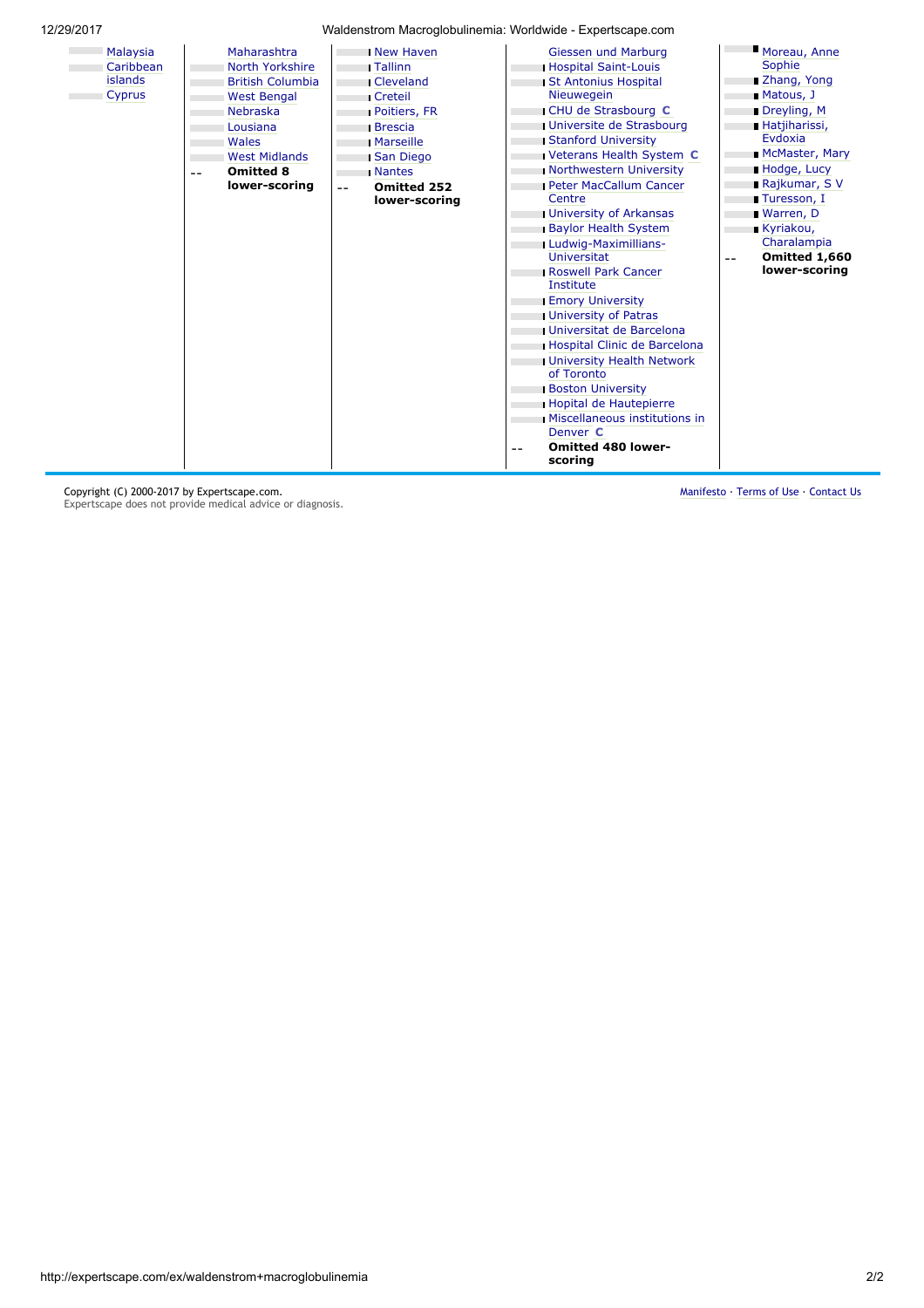Malaysia
Caribbean islands
Cyprus

Maharashtra
North Yorkshire
British Columbia
West Bengal
Nebraska
Lousiana
Wales
West Midlands
-- **Omitted 8 lower-scoring**

New Haven
Tallinn
Cleveland
Creteil
Poitiers, FR
Brescia
Marseille
San Diego
Nantes
-- **Omitted 252 lower-scoring**

Giessen und Marburg
Hospital Saint-Louis
St Antonius Hospital Nieuwegein
CHU de Strasbourg **C**
Universite de Strasbourg
Stanford University
Veterans Health System **C**
Northwestern University
Peter MacCallum Cancer Centre
University of Arkansas
Baylor Health System
Ludwig-Maximillians-Universitat
Roswell Park Cancer Institute
Emory University
University of Patras
Universitat de Barcelona
Hospital Clinic de Barcelona
University Health Network of Toronto
Boston University
Hopital de Hautepierre
Miscellaneous institutions in Denver **C**
-- **Omitted 480 lower-scoring**

Moreau, Anne Sophie
Zhang, Yong
Matous, J
Dreyling, M
Hatjiharissi, Evdoxia
McMaster, Mary
Hodge, Lucy
Rajkumar, S V
Turesson, I
Warren, D
Kyriakou, Charalampia
-- **Omitted 1,660 lower-scoring**

Copyright (C) 2000-2017 by Expertscape.com.
Expertscape does not provide medical advice or diagnosis.

Manifesto · Terms of Use · Contact Us